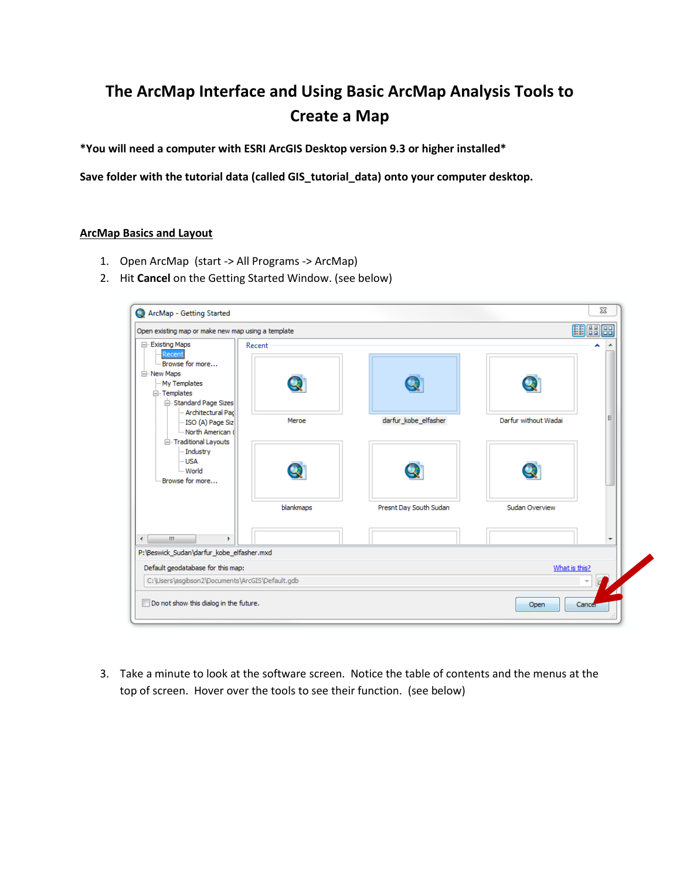# The ArcMap Interface and Using Basic ArcMap Analysis Tools to Create a Map

***You will need a computer with ESRI ArcGIS Desktop version 9.3 or higher installed***

**Save folder with the tutorial data (called GIS_tutorial_data) onto your computer desktop.**

## ArcMap Basics and Layout

1. Open ArcMap (start -> All Programs -> ArcMap)
2. Hit **Cancel** on the Getting Started Window. (see below)

3. Take a minute to look at the software screen. Notice the table of contents and the menus at the top of screen. Hover over the tools to see their function. (see below)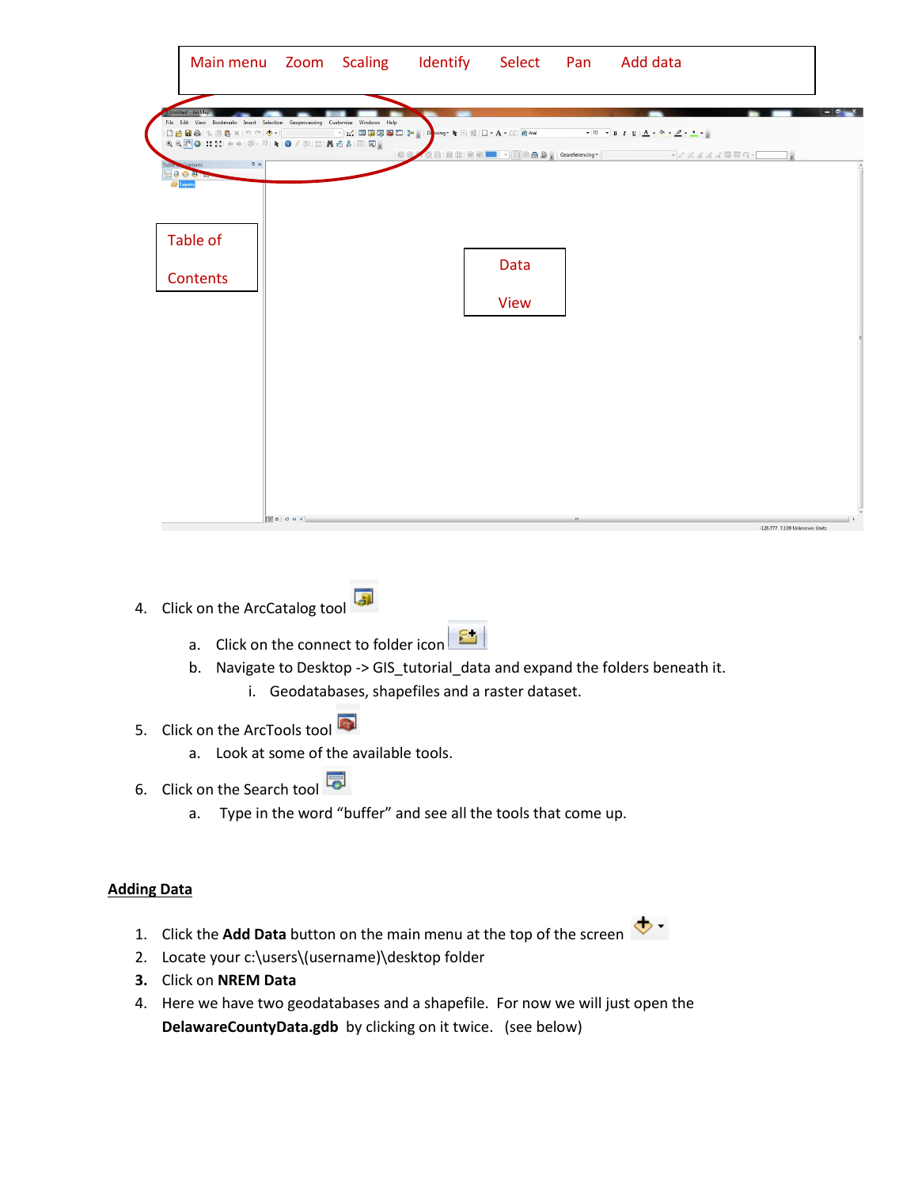Main menu Zoom Scaling Identify Select Pan Add data

Table of Contents

Data View

4. Click on the ArcCatalog tool
   a. Click on the connect to folder icon
   b. Navigate to Desktop -> GIS_tutorial_data and expand the folders beneath it.
      i. Geodatabases, shapefiles and a raster dataset.
5. Click on the ArcTools tool
   a. Look at some of the available tools.
6. Click on the Search tool
   a. Type in the word “buffer” and see all the tools that come up.

**Adding Data**

1. Click the **Add Data** button on the main menu at the top of the screen
2. Locate your c:\users\(username)\desktop folder
3. Click on **NREM Data**
4. Here we have two geodatabases and a shapefile. For now we will just open the **DelawareCountyData.gdb** by clicking on it twice. (see below)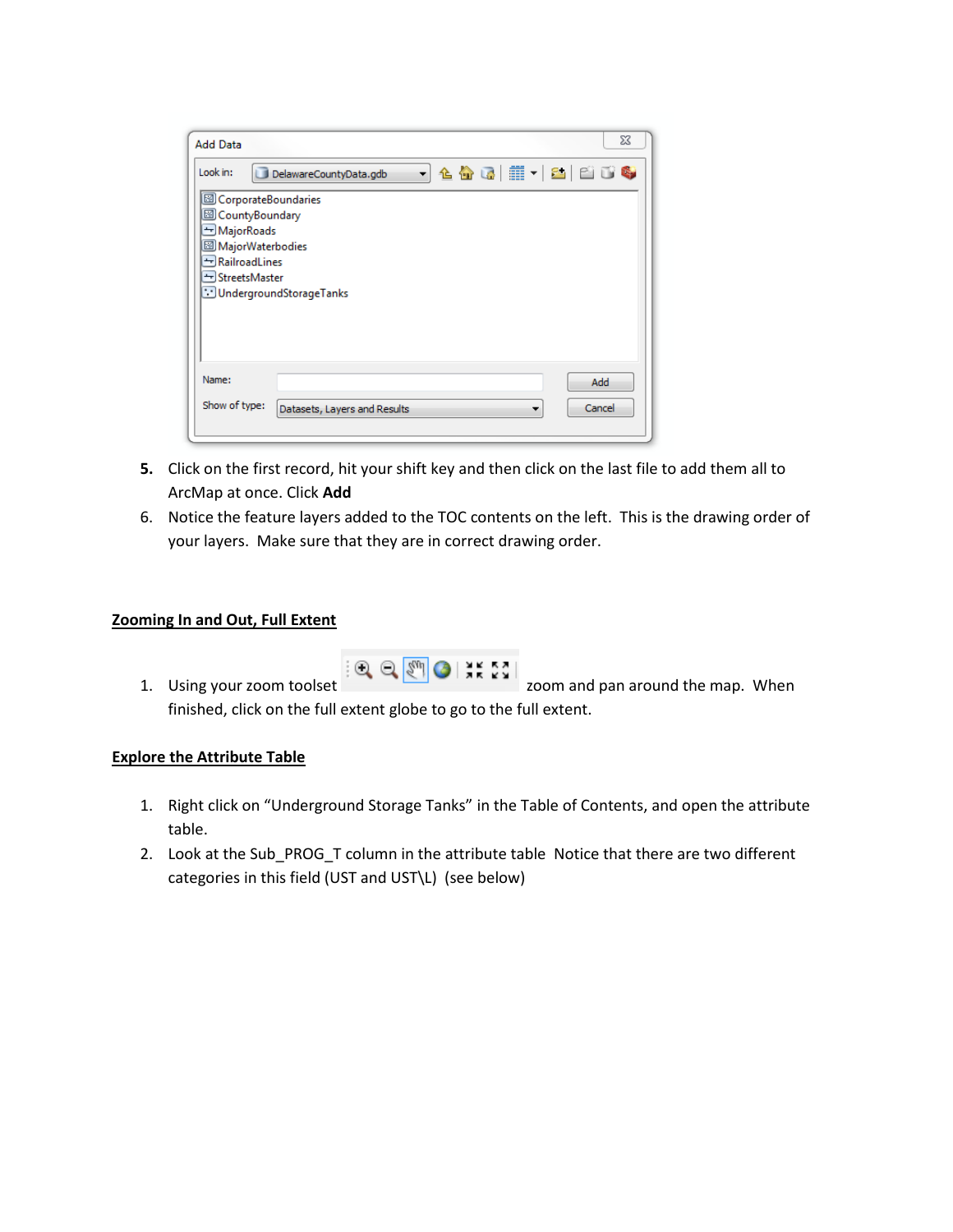5. Click on the first record, hit your shift key and then click on the last file to add them all to ArcMap at once. Click **Add**
6. Notice the feature layers added to the TOC contents on the left. This is the drawing order of your layers. Make sure that they are in correct drawing order.

**Zooming In and Out, Full Extent**

1. Using your zoom toolset zoom and pan around the map. When finished, click on the full extent globe to go to the full extent.

**Explore the Attribute Table**

1. Right click on "Underground Storage Tanks" in the Table of Contents, and open the attribute table.
2. Look at the Sub_PROG_T column in the attribute table Notice that there are two different categories in this field (UST and UST\L) (see below)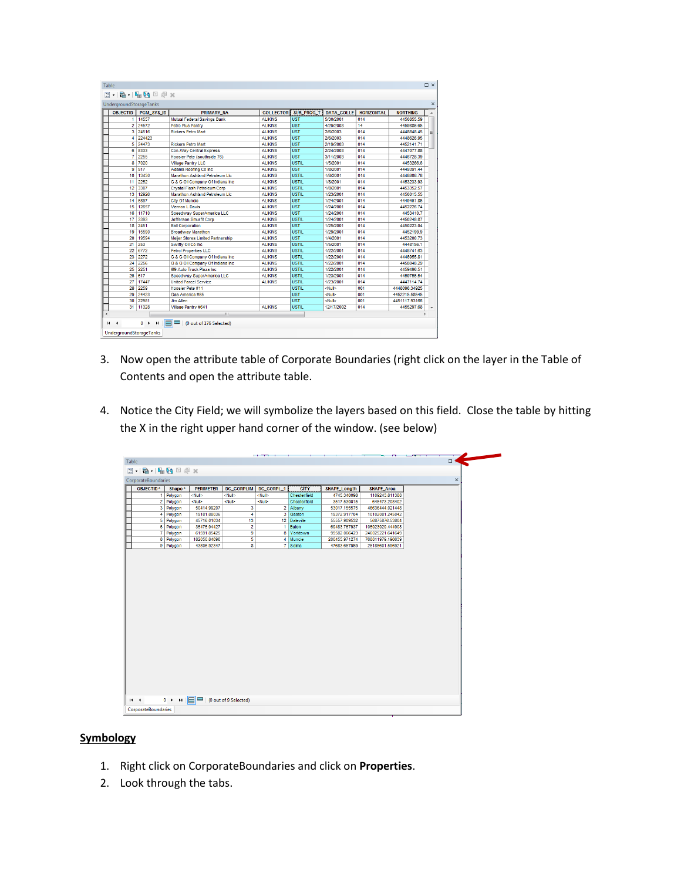3. Now open the attribute table of Corporate Boundaries (right click on the layer in the Table of Contents and open the attribute table.

4. Notice the City Field; we will symbolize the layers based on this field. Close the table by hitting the X in the right upper hand corner of the window. (see below)

## Symbology

1. Right click on CorporateBoundaries and click on **Properties**.
2. Look through the tabs.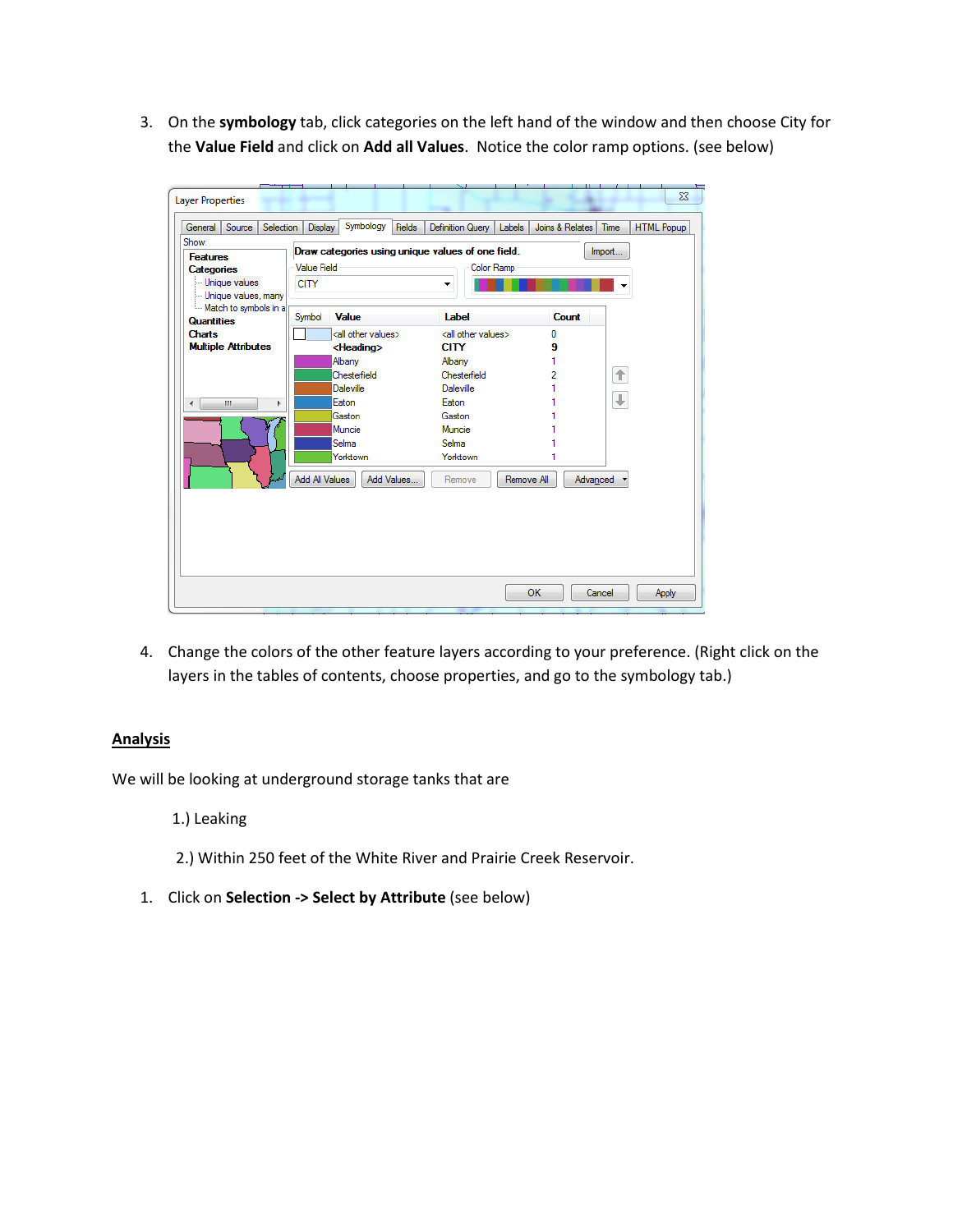3. On the **symbology** tab, click categories on the left hand of the window and then choose City for the **Value Field** and click on **Add all Values**. Notice the color ramp options. (see below)

4. Change the colors of the other feature layers according to your preference. (Right click on the layers in the tables of contents, choose properties, and go to the symbology tab.)

## Analysis

We will be looking at underground storage tanks that are

1.) Leaking

2.) Within 250 feet of the White River and Prairie Creek Reservoir.

1. Click on **Selection -> Select by Attribute** (see below)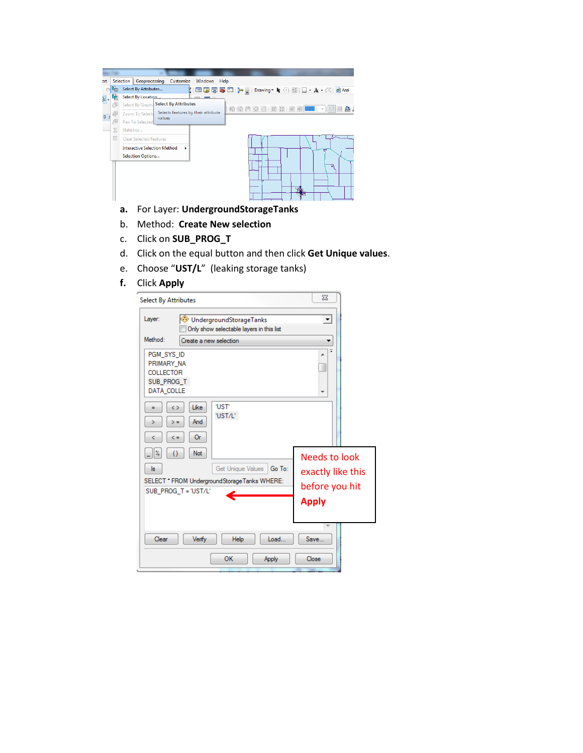a. For Layer: **UndergroundStorageTanks**
b. Method: **Create New selection**
c. Click on **SUB_PROG_T**
d. Click on the equal button and then click **Get Unique values**.
e. Choose "**UST/L**" (leaking storage tanks)
f. Click **Apply**

Needs to look exactly like this before you hit **Apply**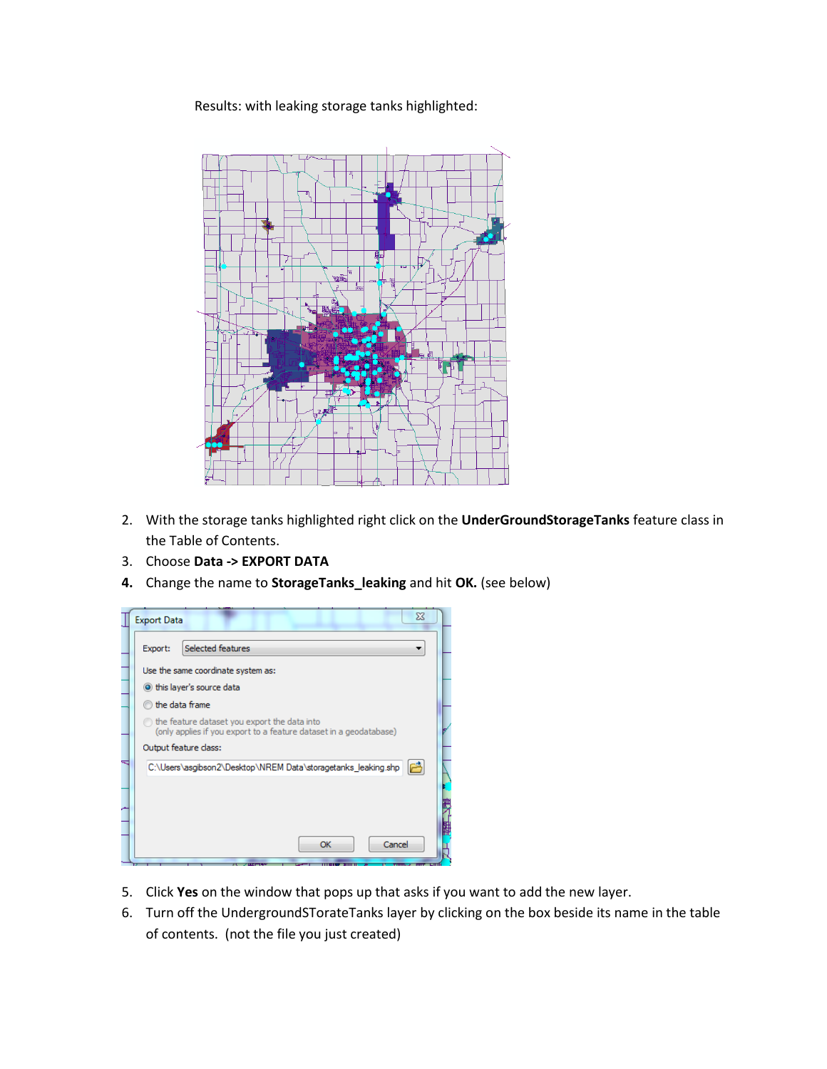Results: with leaking storage tanks highlighted:

2. With the storage tanks highlighted right click on the **UnderGroundStorageTanks** feature class in the Table of Contents.
3. Choose **Data -> EXPORT DATA**
4. Change the name to **StorageTanks_leaking** and hit **OK.** (see below)

5. Click **Yes** on the window that pops up that asks if you want to add the new layer.
6. Turn off the UndergroundSTorateTanks layer by clicking on the box beside its name in the table of contents. (not the file you just created)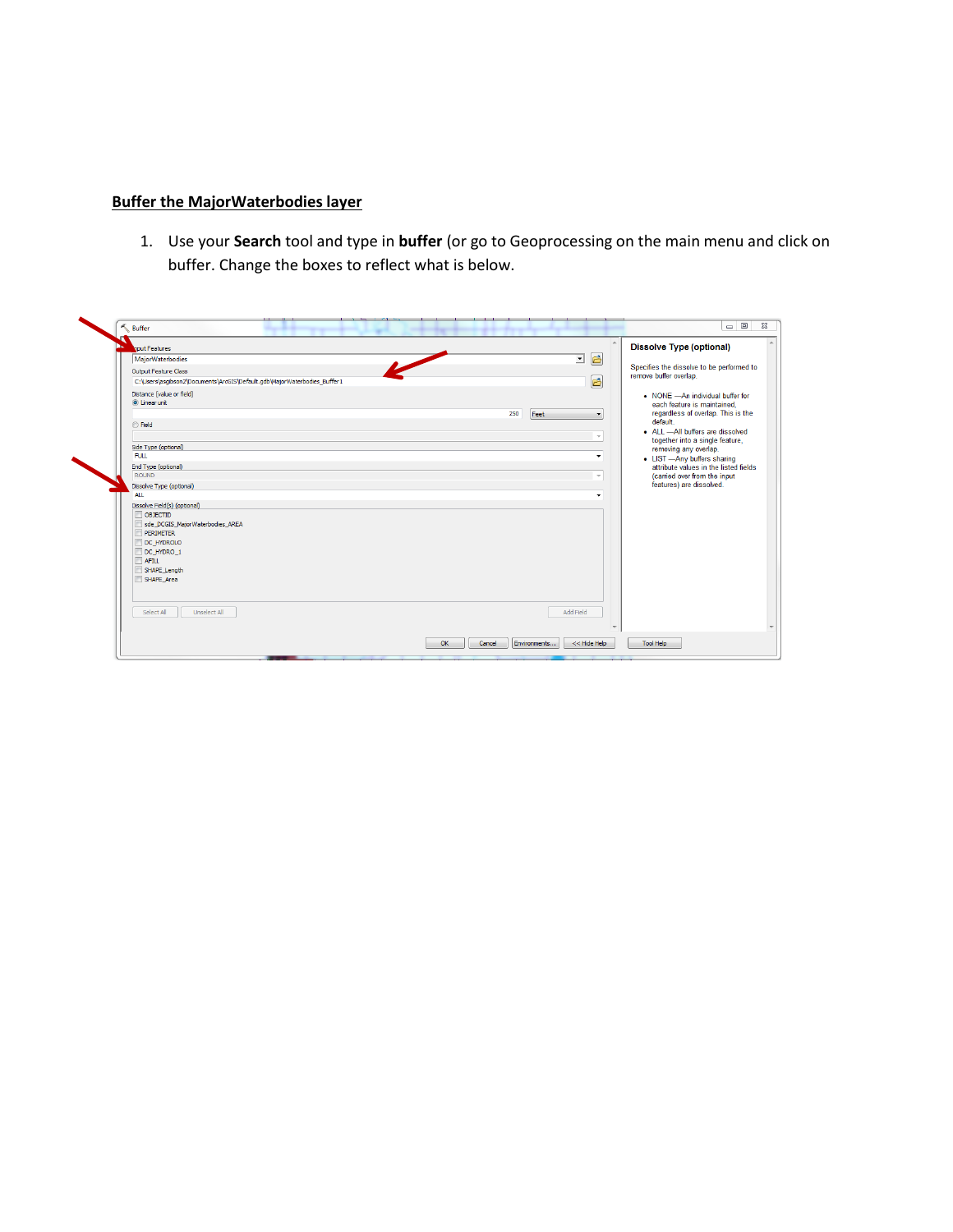## Buffer the MajorWaterbodies layer

1. Use your **Search** tool and type in **buffer** (or go to Geoprocessing on the main menu and click on buffer. Change the boxes to reflect what is below.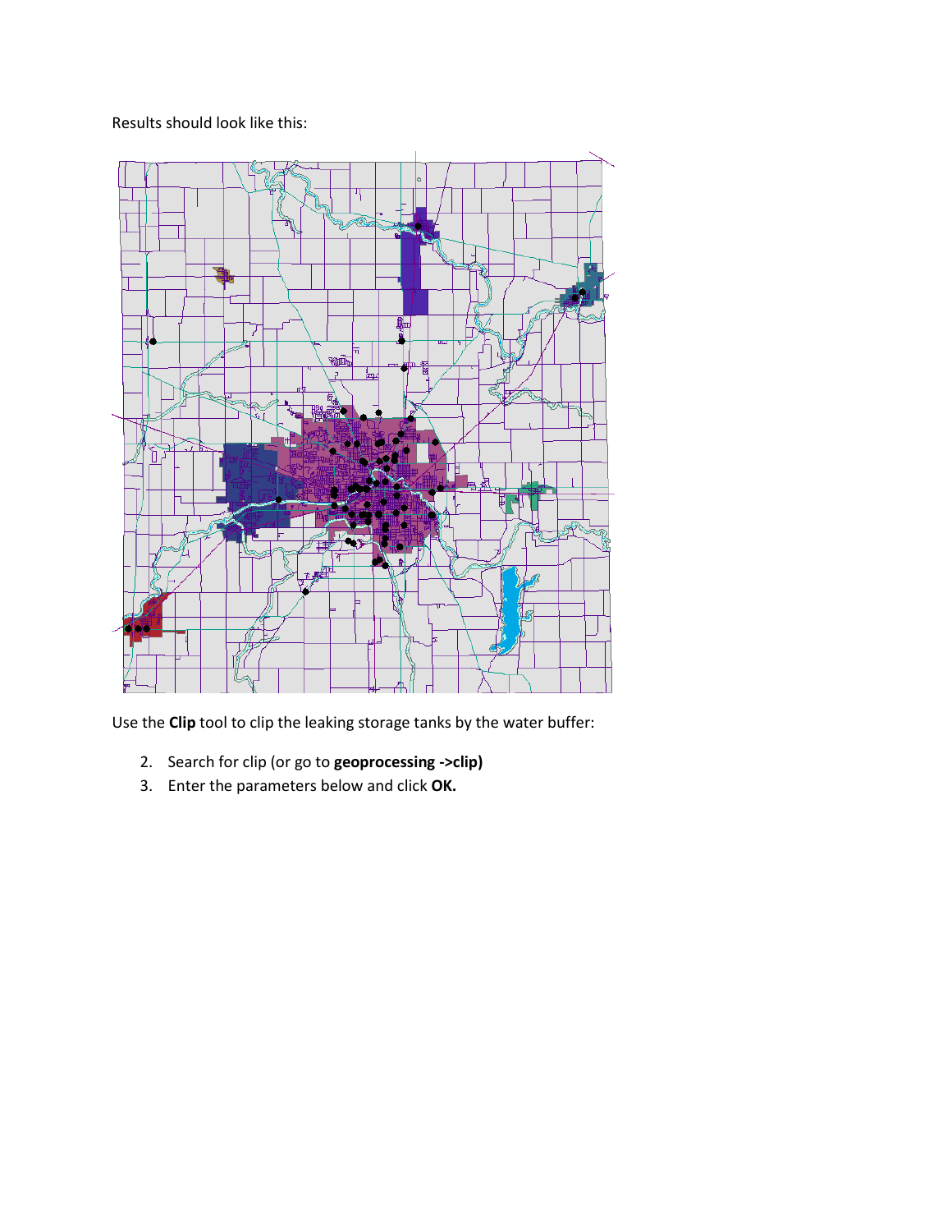Results should look like this:

Use the **Clip** tool to clip the leaking storage tanks by the water buffer:

2. Search for clip (or go to **geoprocessing ->clip)**
3. Enter the parameters below and click **OK.**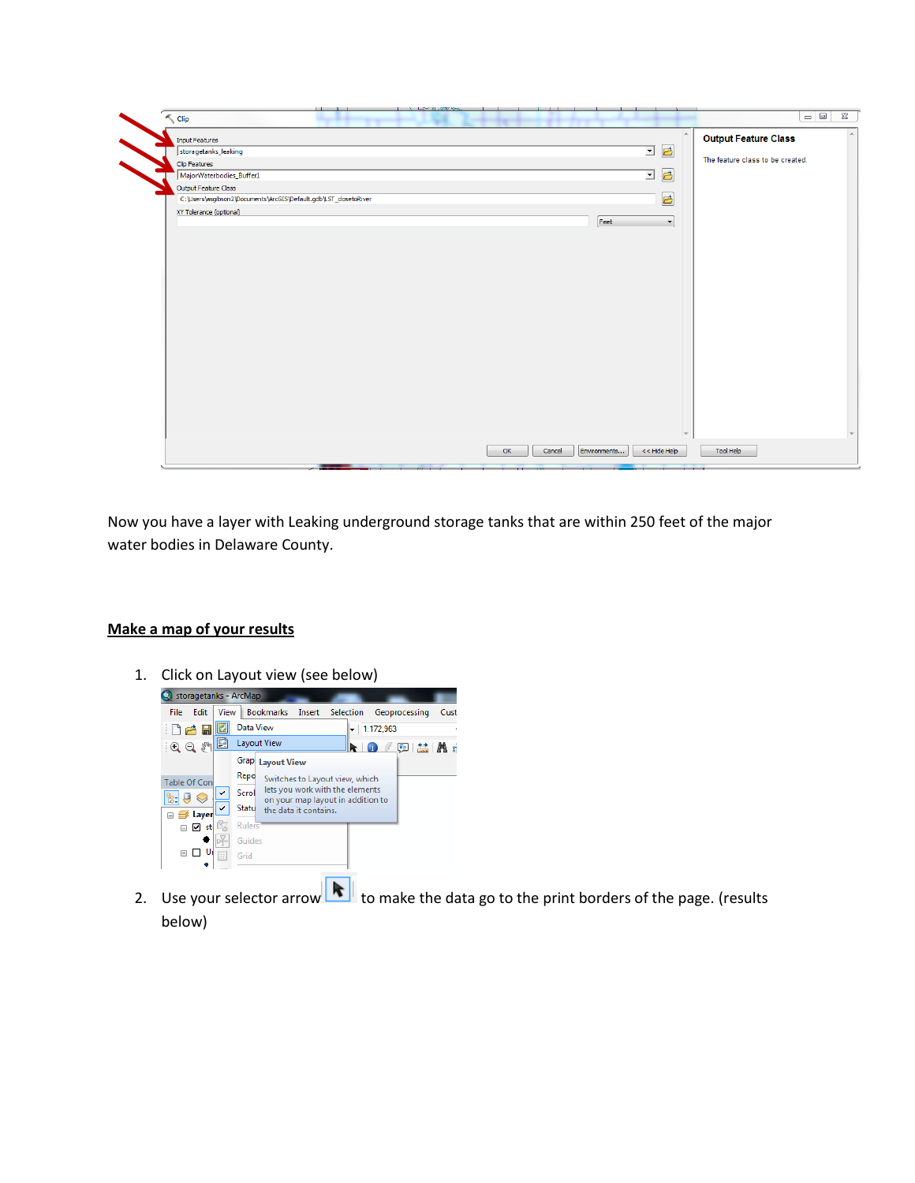Now you have a layer with Leaking underground storage tanks that are within 250 feet of the major water bodies in Delaware County.

**Make a map of your results**

1. Click on Layout view (see below)
2. Use your selector arrow to make the data go to the print borders of the page. (results below)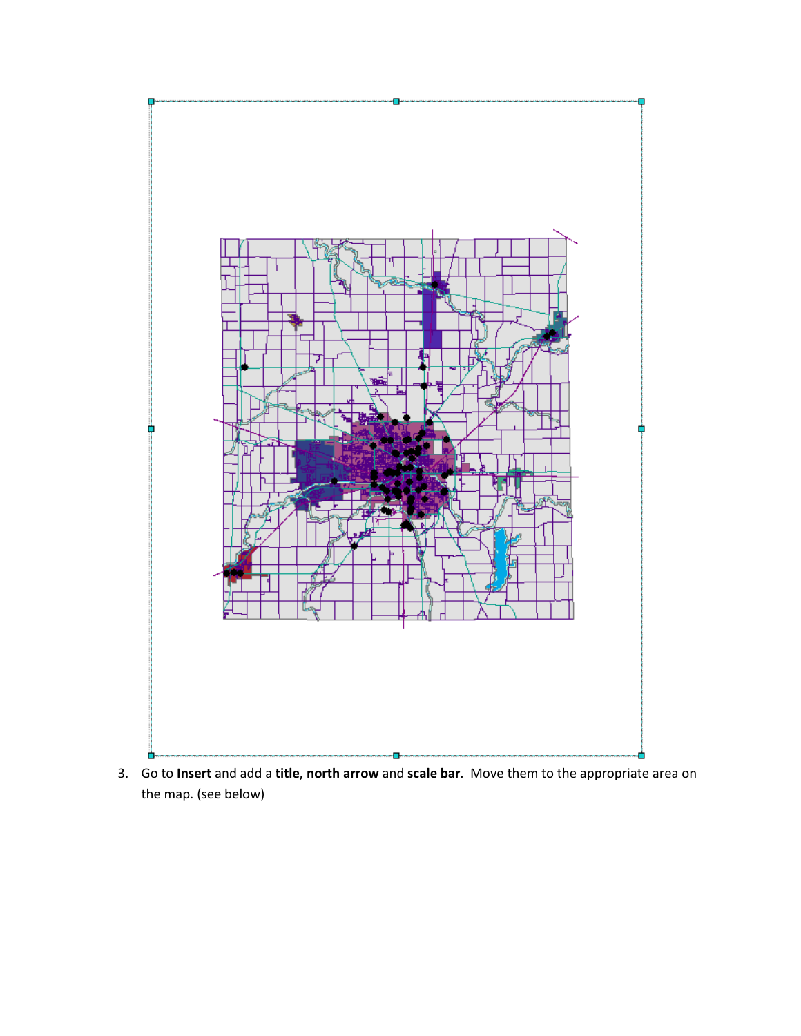3. Go to **Insert** and add a **title, north arrow** and **scale bar**. Move them to the appropriate area on the map. (see below)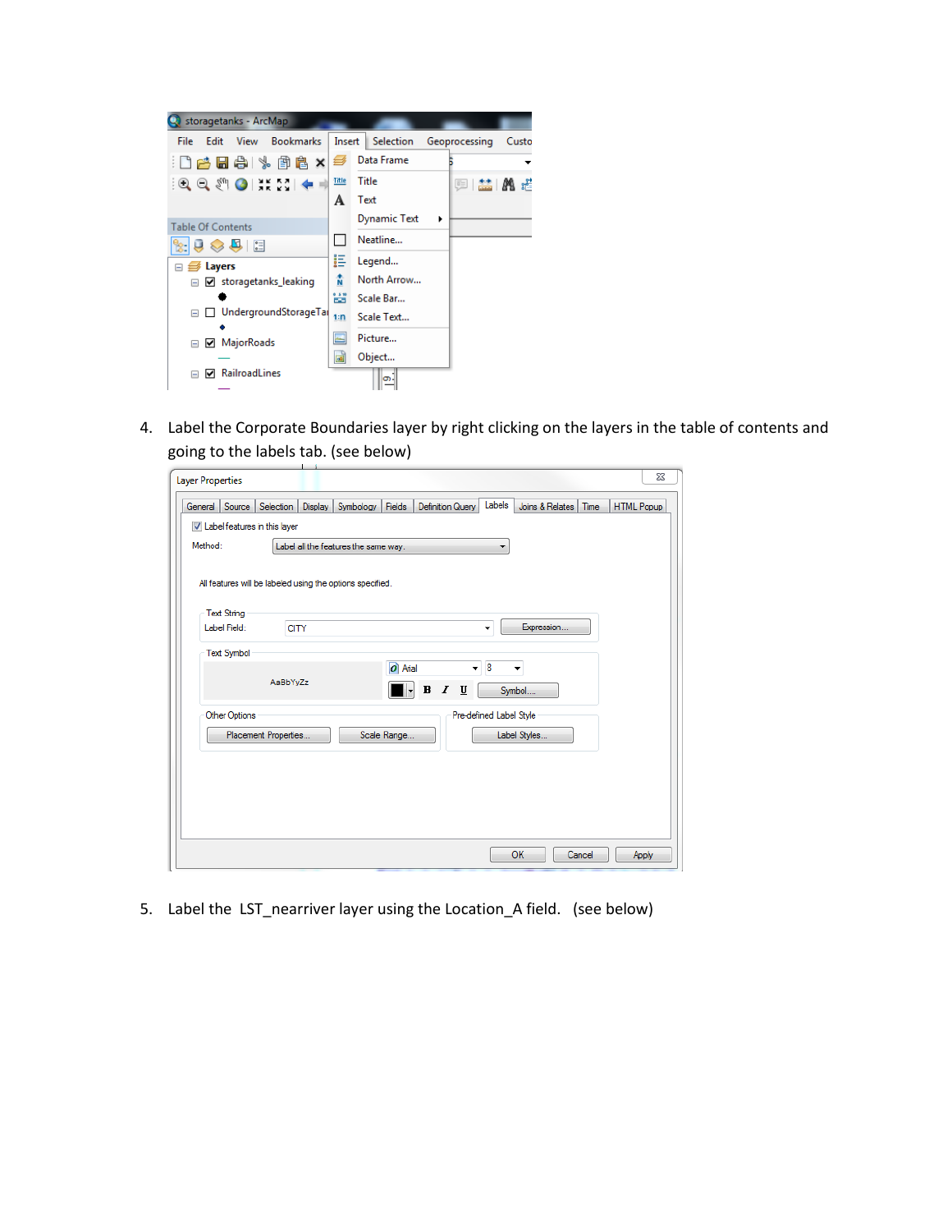4. Label the Corporate Boundaries layer by right clicking on the layers in the table of contents and going to the labels tab. (see below)

5. Label the LST_nearriver layer using the Location_A field. (see below)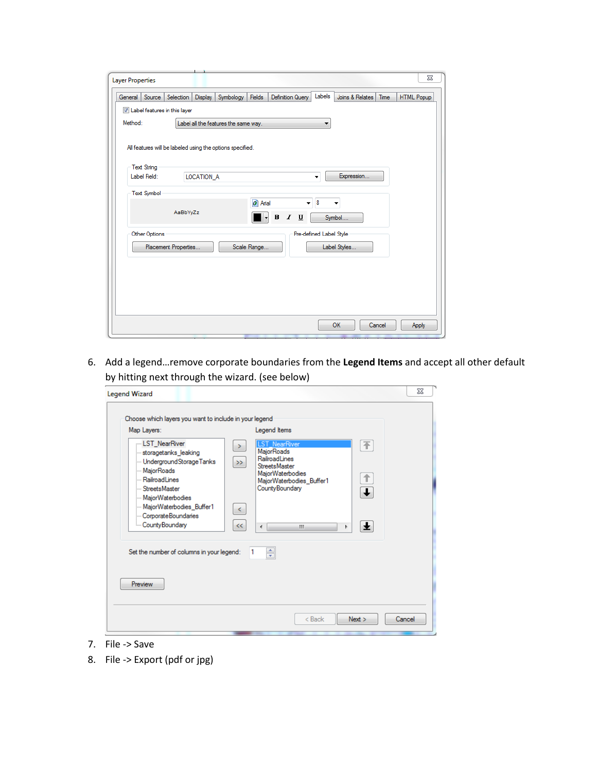6. Add a legend…remove corporate boundaries from the **Legend Items** and accept all other default by hitting next through the wizard. (see below)

7. File -> Save
8. File -> Export (pdf or jpg)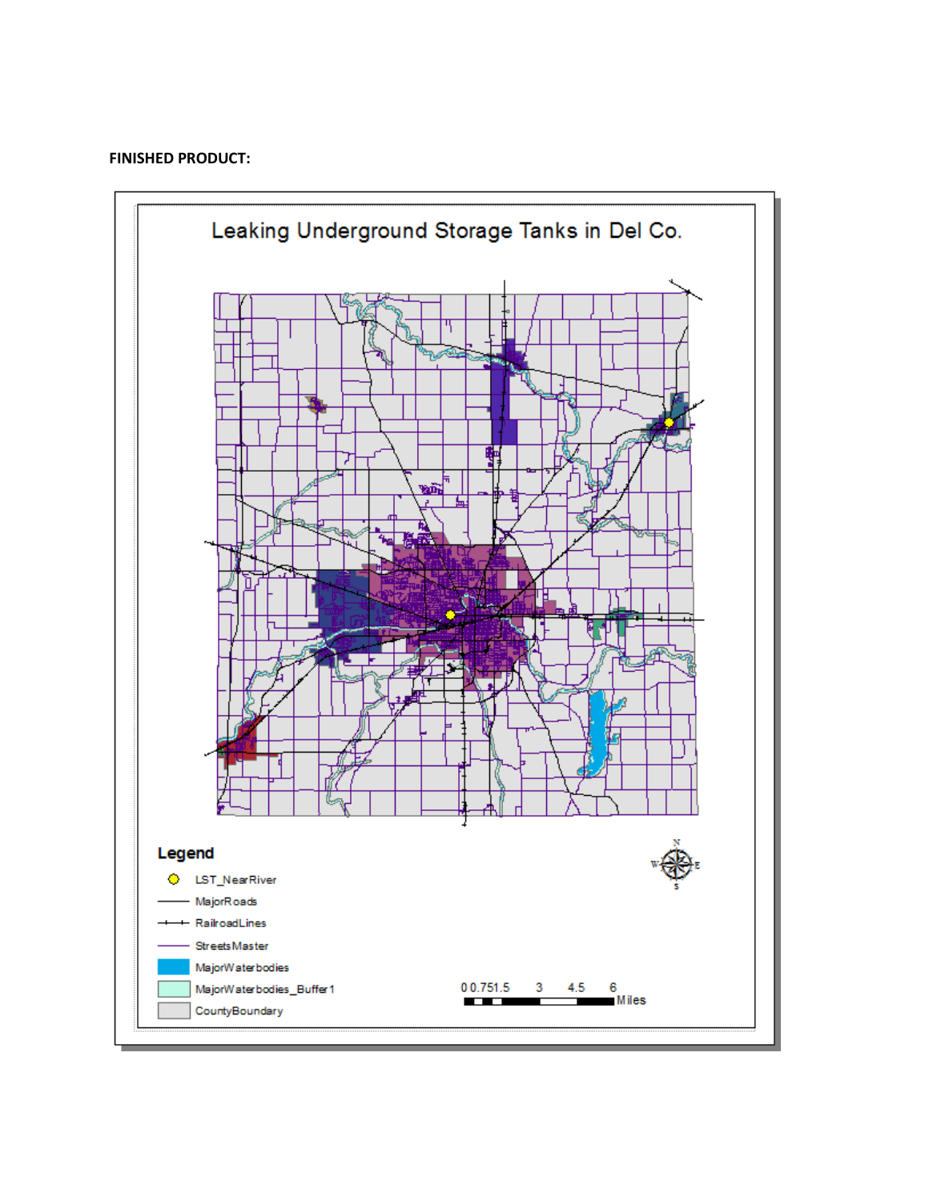**FINISHED PRODUCT:**

Leaking Underground Storage Tanks in Del Co.

Legend

LST_NearRiver

MajorRoads

RailroadLines

StreetsMaster

MajorWaterbodies

MajorWaterbodies_Buffer1

CountyBoundary

0 0.751.5 3 4.5 6

Miles

N

W E

S